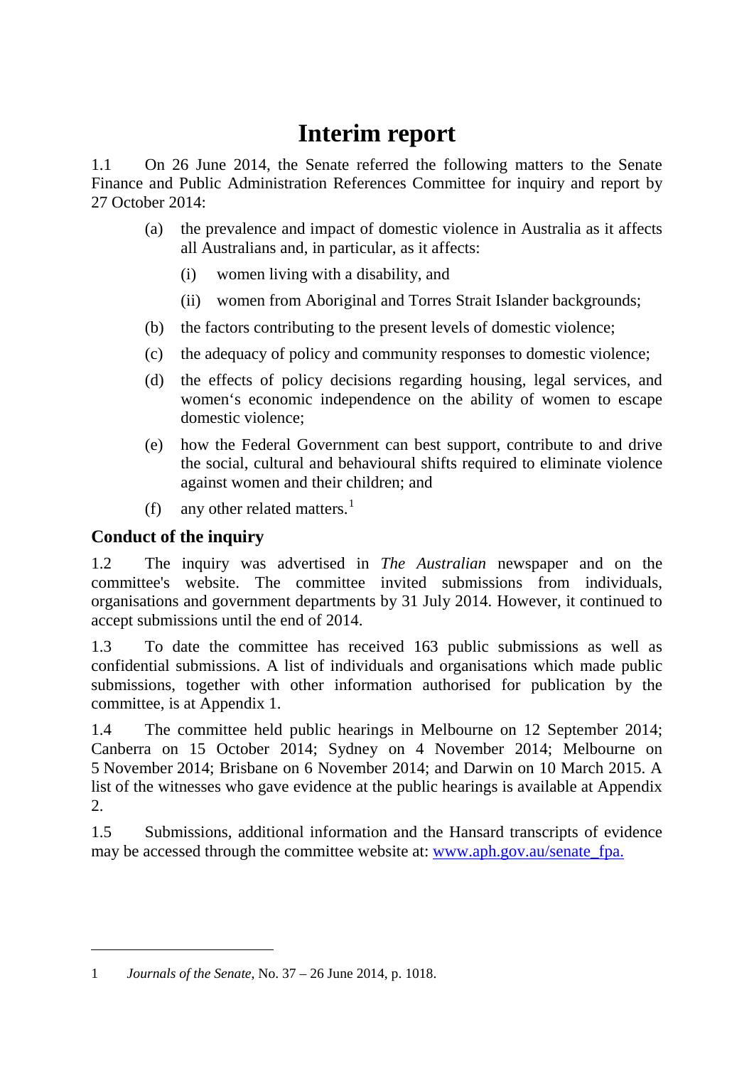# Interim report

1.1 On 26 June 2014, the Senate referred the following matters to the Senate Finance and Public Administration References Committee for inquiry and report by 27 October 2014:

(a) the prevalence and impact of domestic violence in Australia as it affects all Australians and, in particular, as it affects:

(i) women living with a disability, and

(ii) women from Aboriginal and Torres Strait Islander backgrounds;

(b) the factors contributing to the present levels of domestic violence;

(c) the adequacy of policy and community responses to domestic violence;

(d) the effects of policy decisions regarding housing, legal services, and women's economic independence on the ability of women to escape domestic violence;

(e) how the Federal Government can best support, contribute to and drive the social, cultural and behavioural shifts required to eliminate violence against women and their children; and

(f) any other related matters.[1]

## Conduct of the inquiry

1.2 The inquiry was advertised in *The Australian* newspaper and on the committee's website. The committee invited submissions from individuals, organisations and government departments by 31 July 2014. However, it continued to accept submissions until the end of 2014.

1.3 To date the committee has received 163 public submissions as well as confidential submissions. A list of individuals and organisations which made public submissions, together with other information authorised for publication by the committee, is at Appendix 1.

1.4 The committee held public hearings in Melbourne on 12 September 2014; Canberra on 15 October 2014; Sydney on 4 November 2014; Melbourne on 5 November 2014; Brisbane on 6 November 2014; and Darwin on 10 March 2015. A list of the witnesses who gave evidence at the public hearings is available at Appendix 2.

1.5 Submissions, additional information and the Hansard transcripts of evidence may be accessed through the committee website at: [www.aph.gov.au/senate_fpa.](www.aph.gov.au/senate_fpa)

---

1 *Journals of the Senate*, No. 37 – 26 June 2014, p. 1018.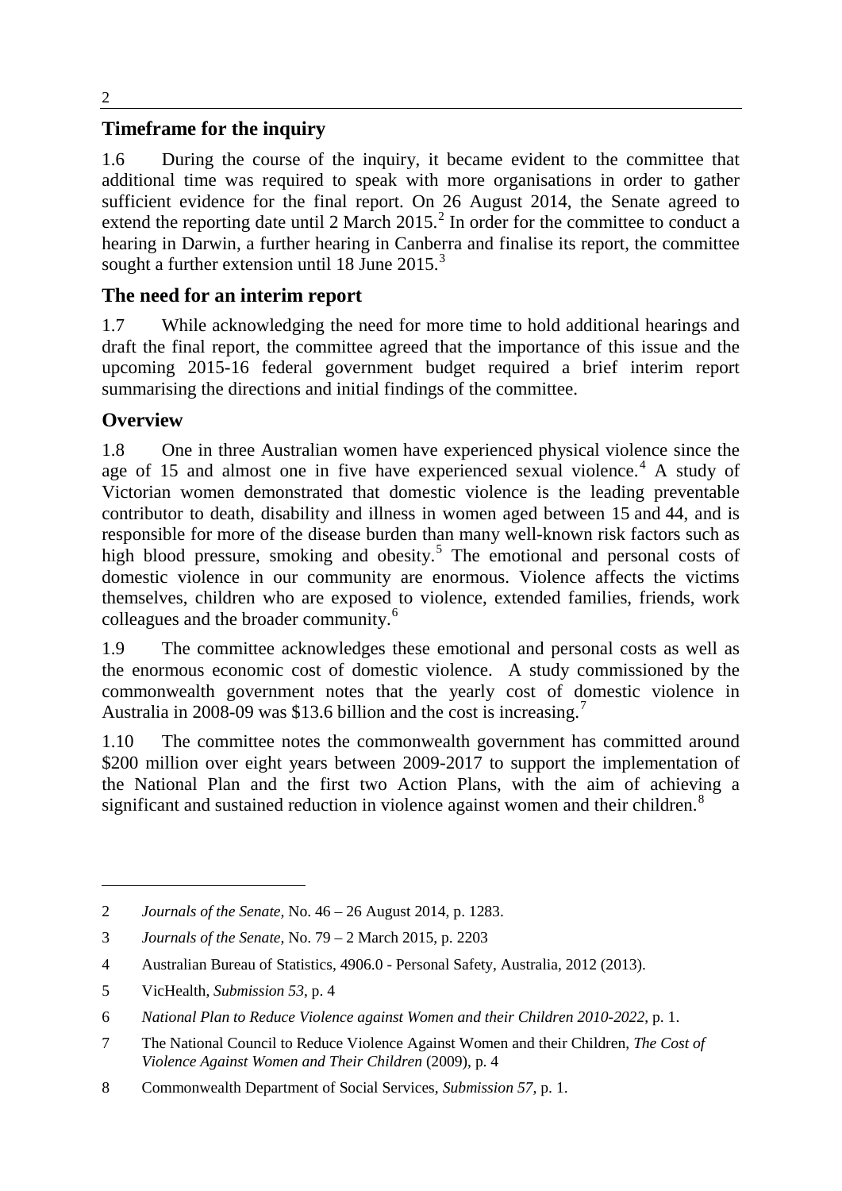## Timeframe for the inquiry

1.6 During the course of the inquiry, it became evident to the committee that additional time was required to speak with more organisations in order to gather sufficient evidence for the final report. On 26 August 2014, the Senate agreed to extend the reporting date until 2 March 2015.[2] In order for the committee to conduct a hearing in Darwin, a further hearing in Canberra and finalise its report, the committee sought a further extension until 18 June 2015.[3]

## The need for an interim report

1.7 While acknowledging the need for more time to hold additional hearings and draft the final report, the committee agreed that the importance of this issue and the upcoming 2015-16 federal government budget required a brief interim report summarising the directions and initial findings of the committee.

## Overview

1.8 One in three Australian women have experienced physical violence since the age of 15 and almost one in five have experienced sexual violence.[4] A study of Victorian women demonstrated that domestic violence is the leading preventable contributor to death, disability and illness in women aged between 15 and 44, and is responsible for more of the disease burden than many well-known risk factors such as high blood pressure, smoking and obesity.[5] The emotional and personal costs of domestic violence in our community are enormous. Violence affects the victims themselves, children who are exposed to violence, extended families, friends, work colleagues and the broader community.[6]

1.9 The committee acknowledges these emotional and personal costs as well as the enormous economic cost of domestic violence. A study commissioned by the commonwealth government notes that the yearly cost of domestic violence in Australia in 2008-09 was $13.6 billion and the cost is increasing.[7]

1.10 The committee notes the commonwealth government has committed around $200 million over eight years between 2009-2017 to support the implementation of the National Plan and the first two Action Plans, with the aim of achieving a significant and sustained reduction in violence against women and their children.[8]

---

2 *Journals of the Senate*, No. 46 – 26 August 2014, p. 1283.

3 *Journals of the Senate*, No. 79 – 2 March 2015, p. 2203

4 Australian Bureau of Statistics, 4906.0 - Personal Safety, Australia, 2012 (2013).

5 VicHealth, *Submission 53*, p. 4

6 *National Plan to Reduce Violence against Women and their Children 2010-2022*, p. 1.

7 The National Council to Reduce Violence Against Women and their Children, *The Cost of Violence Against Women and Their Children* (2009), p. 4

8 Commonwealth Department of Social Services, *Submission 57*, p. 1.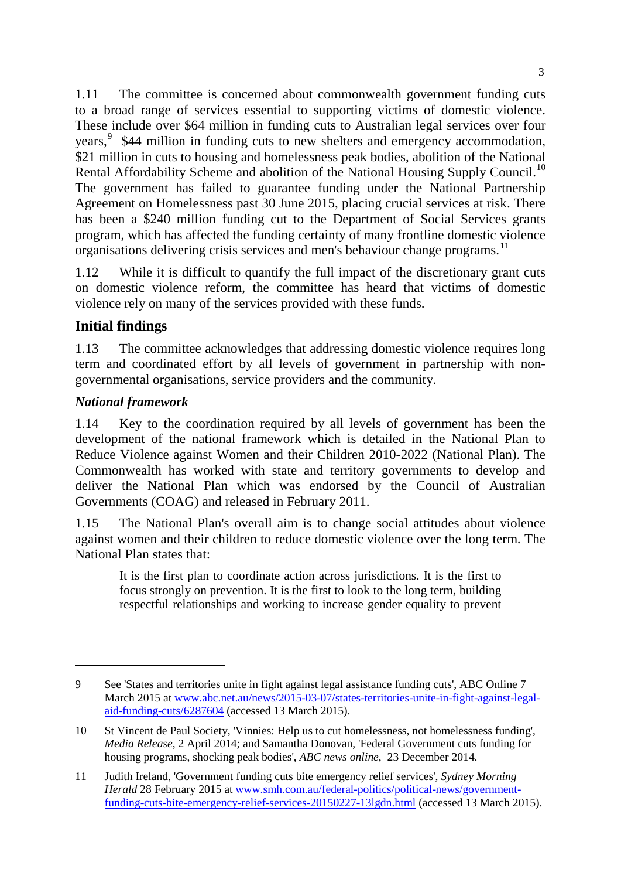1.11 The committee is concerned about commonwealth government funding cuts to a broad range of services essential to supporting victims of domestic violence. These include over $64 million in funding cuts to Australian legal services over four years,[9] $44 million in funding cuts to new shelters and emergency accommodation, $21 million in cuts to housing and homelessness peak bodies, abolition of the National Rental Affordability Scheme and abolition of the National Housing Supply Council.[10] The government has failed to guarantee funding under the National Partnership Agreement on Homelessness past 30 June 2015, placing crucial services at risk. There has been a $240 million funding cut to the Department of Social Services grants program, which has affected the funding certainty of many frontline domestic violence organisations delivering crisis services and men's behaviour change programs.[11]

1.12 While it is difficult to quantify the full impact of the discretionary grant cuts on domestic violence reform, the committee has heard that victims of domestic violence rely on many of the services provided with these funds.

## Initial findings

1.13 The committee acknowledges that addressing domestic violence requires long term and coordinated effort by all levels of government in partnership with non-governmental organisations, service providers and the community.

### *National framework*

1.14 Key to the coordination required by all levels of government has been the development of the national framework which is detailed in the National Plan to Reduce Violence against Women and their Children 2010-2022 (National Plan). The Commonwealth has worked with state and territory governments to develop and deliver the National Plan which was endorsed by the Council of Australian Governments (COAG) and released in February 2011.

1.15 The National Plan's overall aim is to change social attitudes about violence against women and their children to reduce domestic violence over the long term. The National Plan states that:

> It is the first plan to coordinate action across jurisdictions. It is the first to focus strongly on prevention. It is the first to look to the long term, building respectful relationships and working to increase gender equality to prevent

---

9 See 'States and territories unite in fight against legal assistance funding cuts', ABC Online 7 March 2015 at www.abc.net.au/news/2015-03-07/states-territories-unite-in-fight-against-legal-aid-funding-cuts/6287604 (accessed 13 March 2015).

10 St Vincent de Paul Society, 'Vinnies: Help us to cut homelessness, not homelessness funding', *Media Release*, 2 April 2014; and Samantha Donovan, 'Federal Government cuts funding for housing programs, shocking peak bodies', *ABC news online*, 23 December 2014.

11 Judith Ireland, 'Government funding cuts bite emergency relief services', *Sydney Morning Herald* 28 February 2015 at www.smh.com.au/federal-politics/political-news/government-funding-cuts-bite-emergency-relief-services-20150227-13lgdn.html (accessed 13 March 2015).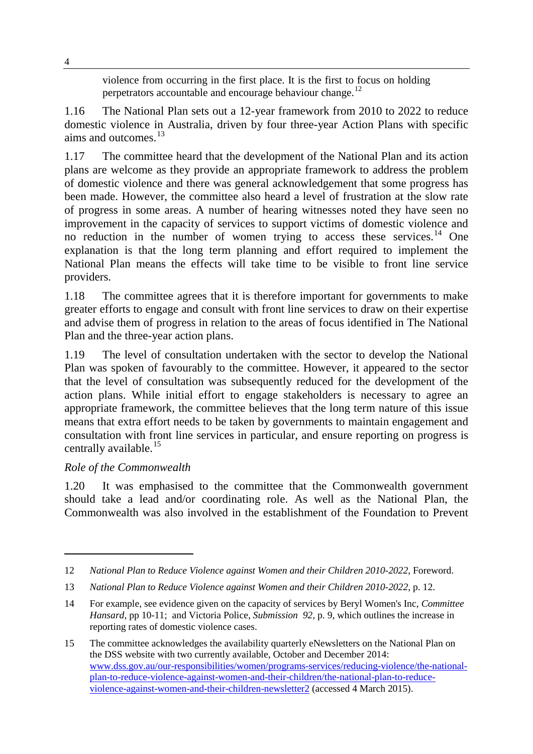violence from occurring in the first place. It is the first to focus on holding perpetrators accountable and encourage behaviour change.[12]

1.16 The National Plan sets out a 12-year framework from 2010 to 2022 to reduce domestic violence in Australia, driven by four three-year Action Plans with specific aims and outcomes.[13]

1.17 The committee heard that the development of the National Plan and its action plans are welcome as they provide an appropriate framework to address the problem of domestic violence and there was general acknowledgement that some progress has been made. However, the committee also heard a level of frustration at the slow rate of progress in some areas. A number of hearing witnesses noted they have seen no improvement in the capacity of services to support victims of domestic violence and no reduction in the number of women trying to access these services.[14] One explanation is that the long term planning and effort required to implement the National Plan means the effects will take time to be visible to front line service providers.

1.18 The committee agrees that it is therefore important for governments to make greater efforts to engage and consult with front line services to draw on their expertise and advise them of progress in relation to the areas of focus identified in The National Plan and the three-year action plans.

1.19 The level of consultation undertaken with the sector to develop the National Plan was spoken of favourably to the committee. However, it appeared to the sector that the level of consultation was subsequently reduced for the development of the action plans. While initial effort to engage stakeholders is necessary to agree an appropriate framework, the committee believes that the long term nature of this issue means that extra effort needs to be taken by governments to maintain engagement and consultation with front line services in particular, and ensure reporting on progress is centrally available.[15]

*Role of the Commonwealth*

1.20 It was emphasised to the committee that the Commonwealth government should take a lead and/or coordinating role. As well as the National Plan, the Commonwealth was also involved in the establishment of the Foundation to Prevent

---

12 *National Plan to Reduce Violence against Women and their Children 2010-2022*, Foreword.

13 *National Plan to Reduce Violence against Women and their Children 2010-2022*, p. 12.

14 For example, see evidence given on the capacity of services by Beryl Women's Inc, *Committee Hansard*, pp 10-11; and Victoria Police, *Submission 92*, p. 9, which outlines the increase in reporting rates of domestic violence cases.

15 The committee acknowledges the availability quarterly eNewsletters on the National Plan on the DSS website with two currently available, October and December 2014: www.dss.gov.au/our-responsibilities/women/programs-services/reducing-violence/the-national-plan-to-reduce-violence-against-women-and-their-children/the-national-plan-to-reduce-violence-against-women-and-their-children-newsletter2 (accessed 4 March 2015).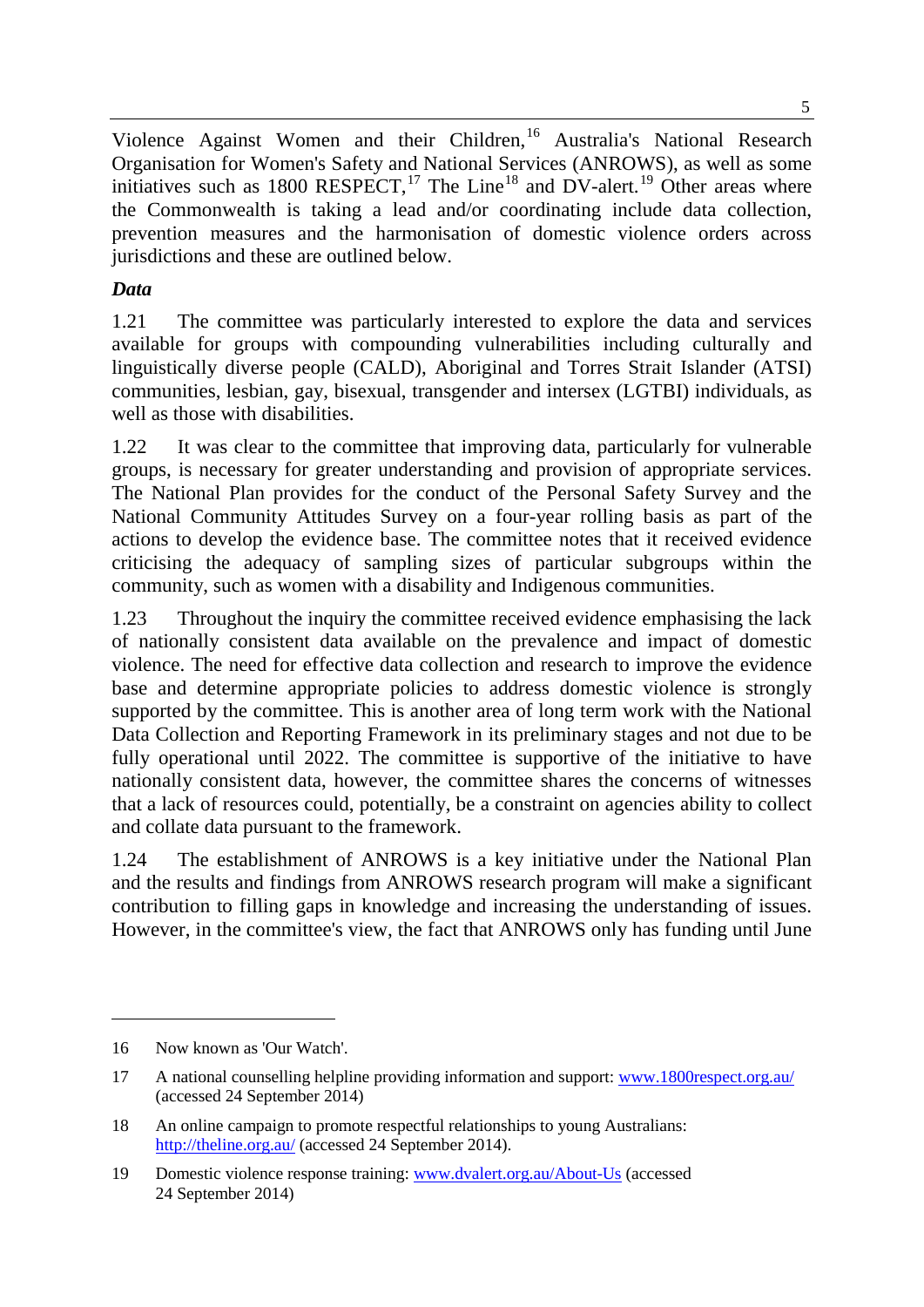Violence Against Women and their Children,[16] Australia's National Research Organisation for Women's Safety and National Services (ANROWS), as well as some initiatives such as 1800 RESPECT,[17] The Line[18] and DV-alert.[19] Other areas where the Commonwealth is taking a lead and/or coordinating include data collection, prevention measures and the harmonisation of domestic violence orders across jurisdictions and these are outlined below.

### *Data*

1.21 The committee was particularly interested to explore the data and services available for groups with compounding vulnerabilities including culturally and linguistically diverse people (CALD), Aboriginal and Torres Strait Islander (ATSI) communities, lesbian, gay, bisexual, transgender and intersex (LGTBI) individuals, as well as those with disabilities.

1.22 It was clear to the committee that improving data, particularly for vulnerable groups, is necessary for greater understanding and provision of appropriate services. The National Plan provides for the conduct of the Personal Safety Survey and the National Community Attitudes Survey on a four-year rolling basis as part of the actions to develop the evidence base. The committee notes that it received evidence criticising the adequacy of sampling sizes of particular subgroups within the community, such as women with a disability and Indigenous communities.

1.23 Throughout the inquiry the committee received evidence emphasising the lack of nationally consistent data available on the prevalence and impact of domestic violence. The need for effective data collection and research to improve the evidence base and determine appropriate policies to address domestic violence is strongly supported by the committee. This is another area of long term work with the National Data Collection and Reporting Framework in its preliminary stages and not due to be fully operational until 2022. The committee is supportive of the initiative to have nationally consistent data, however, the committee shares the concerns of witnesses that a lack of resources could, potentially, be a constraint on agencies ability to collect and collate data pursuant to the framework.

1.24 The establishment of ANROWS is a key initiative under the National Plan and the results and findings from ANROWS research program will make a significant contribution to filling gaps in knowledge and increasing the understanding of issues. However, in the committee's view, the fact that ANROWS only has funding until June

---

16 Now known as 'Our Watch'.

17 A national counselling helpline providing information and support: www.1800respect.org.au/ (accessed 24 September 2014)

18 An online campaign to promote respectful relationships to young Australians: http://theline.org.au/ (accessed 24 September 2014).

19 Domestic violence response training: www.dvalert.org.au/About-Us (accessed 24 September 2014)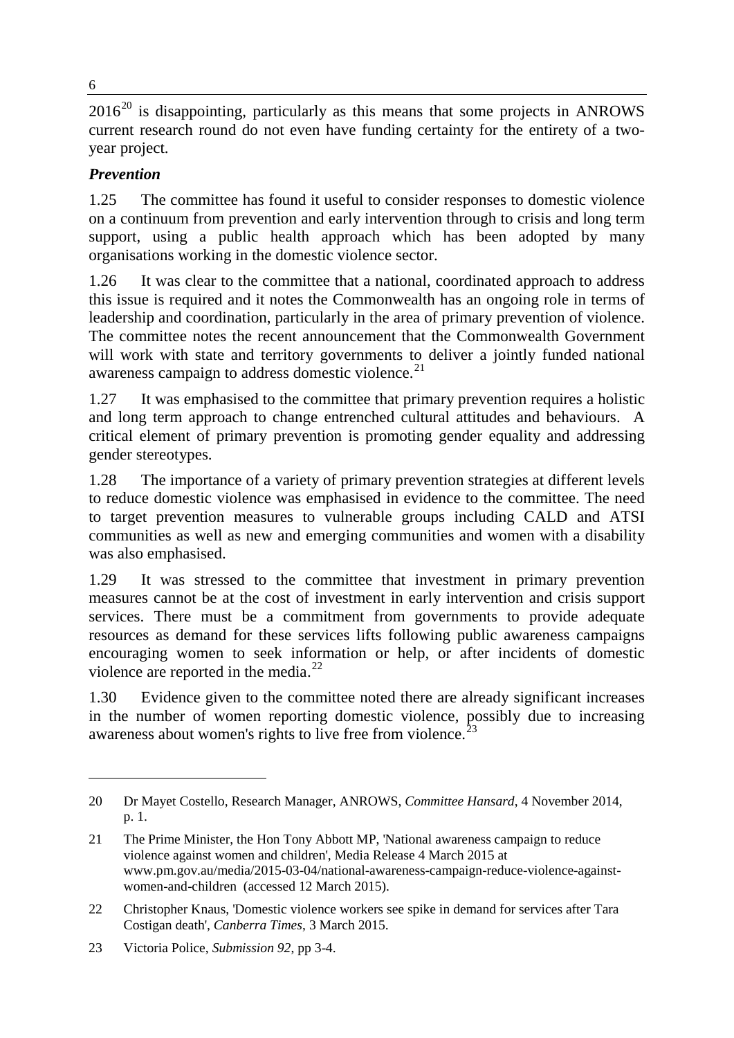2016[20] is disappointing, particularly as this means that some projects in ANROWS current research round do not even have funding certainty for the entirety of a two-year project.

### *Prevention*

1.25 The committee has found it useful to consider responses to domestic violence on a continuum from prevention and early intervention through to crisis and long term support, using a public health approach which has been adopted by many organisations working in the domestic violence sector.

1.26 It was clear to the committee that a national, coordinated approach to address this issue is required and it notes the Commonwealth has an ongoing role in terms of leadership and coordination, particularly in the area of primary prevention of violence. The committee notes the recent announcement that the Commonwealth Government will work with state and territory governments to deliver a jointly funded national awareness campaign to address domestic violence.[21]

1.27 It was emphasised to the committee that primary prevention requires a holistic and long term approach to change entrenched cultural attitudes and behaviours. A critical element of primary prevention is promoting gender equality and addressing gender stereotypes.

1.28 The importance of a variety of primary prevention strategies at different levels to reduce domestic violence was emphasised in evidence to the committee. The need to target prevention measures to vulnerable groups including CALD and ATSI communities as well as new and emerging communities and women with a disability was also emphasised.

1.29 It was stressed to the committee that investment in primary prevention measures cannot be at the cost of investment in early intervention and crisis support services. There must be a commitment from governments to provide adequate resources as demand for these services lifts following public awareness campaigns encouraging women to seek information or help, or after incidents of domestic violence are reported in the media.[22]

1.30 Evidence given to the committee noted there are already significant increases in the number of women reporting domestic violence, possibly due to increasing awareness about women's rights to live free from violence.[23]

---

20 Dr Mayet Costello, Research Manager, ANROWS, *Committee Hansard*, 4 November 2014, p. 1.

21 The Prime Minister, the Hon Tony Abbott MP, 'National awareness campaign to reduce violence against women and children', Media Release 4 March 2015 at www.pm.gov.au/media/2015-03-04/national-awareness-campaign-reduce-violence-against-women-and-children (accessed 12 March 2015).

22 Christopher Knaus, 'Domestic violence workers see spike in demand for services after Tara Costigan death', *Canberra Times*, 3 March 2015.

23 Victoria Police, *Submission 92*, pp 3-4.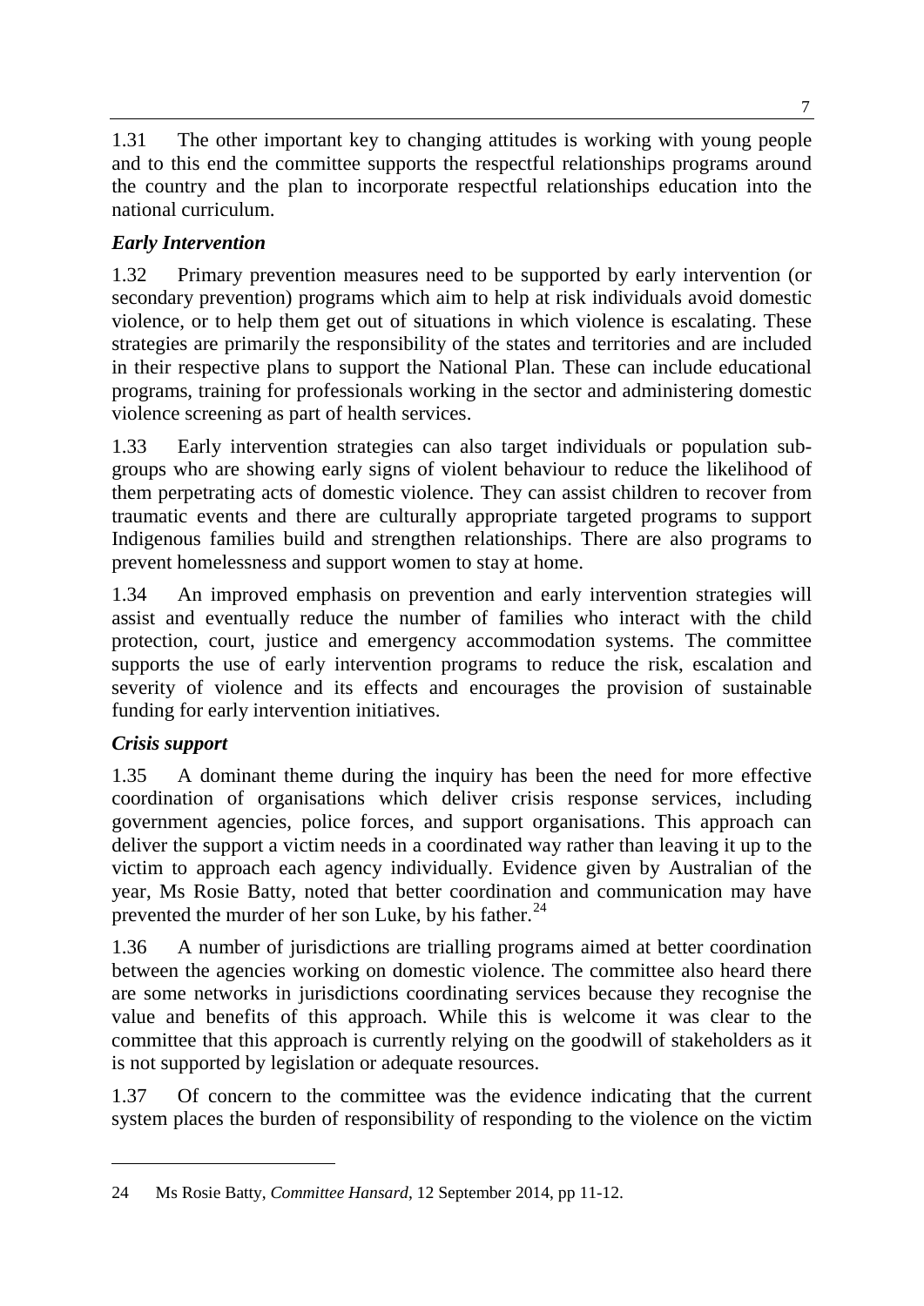1.31 The other important key to changing attitudes is working with young people and to this end the committee supports the respectful relationships programs around the country and the plan to incorporate respectful relationships education into the national curriculum.

### *Early Intervention*

1.32 Primary prevention measures need to be supported by early intervention (or secondary prevention) programs which aim to help at risk individuals avoid domestic violence, or to help them get out of situations in which violence is escalating. These strategies are primarily the responsibility of the states and territories and are included in their respective plans to support the National Plan. These can include educational programs, training for professionals working in the sector and administering domestic violence screening as part of health services.

1.33 Early intervention strategies can also target individuals or population sub-groups who are showing early signs of violent behaviour to reduce the likelihood of them perpetrating acts of domestic violence. They can assist children to recover from traumatic events and there are culturally appropriate targeted programs to support Indigenous families build and strengthen relationships. There are also programs to prevent homelessness and support women to stay at home.

1.34 An improved emphasis on prevention and early intervention strategies will assist and eventually reduce the number of families who interact with the child protection, court, justice and emergency accommodation systems. The committee supports the use of early intervention programs to reduce the risk, escalation and severity of violence and its effects and encourages the provision of sustainable funding for early intervention initiatives.

### *Crisis support*

1.35 A dominant theme during the inquiry has been the need for more effective coordination of organisations which deliver crisis response services, including government agencies, police forces, and support organisations. This approach can deliver the support a victim needs in a coordinated way rather than leaving it up to the victim to approach each agency individually. Evidence given by Australian of the year, Ms Rosie Batty, noted that better coordination and communication may have prevented the murder of her son Luke, by his father.[24]

1.36 A number of jurisdictions are trialling programs aimed at better coordination between the agencies working on domestic violence. The committee also heard there are some networks in jurisdictions coordinating services because they recognise the value and benefits of this approach. While this is welcome it was clear to the committee that this approach is currently relying on the goodwill of stakeholders as it is not supported by legislation or adequate resources.

1.37 Of concern to the committee was the evidence indicating that the current system places the burden of responsibility of responding to the violence on the victim

---

24 Ms Rosie Batty, *Committee Hansard*, 12 September 2014, pp 11-12.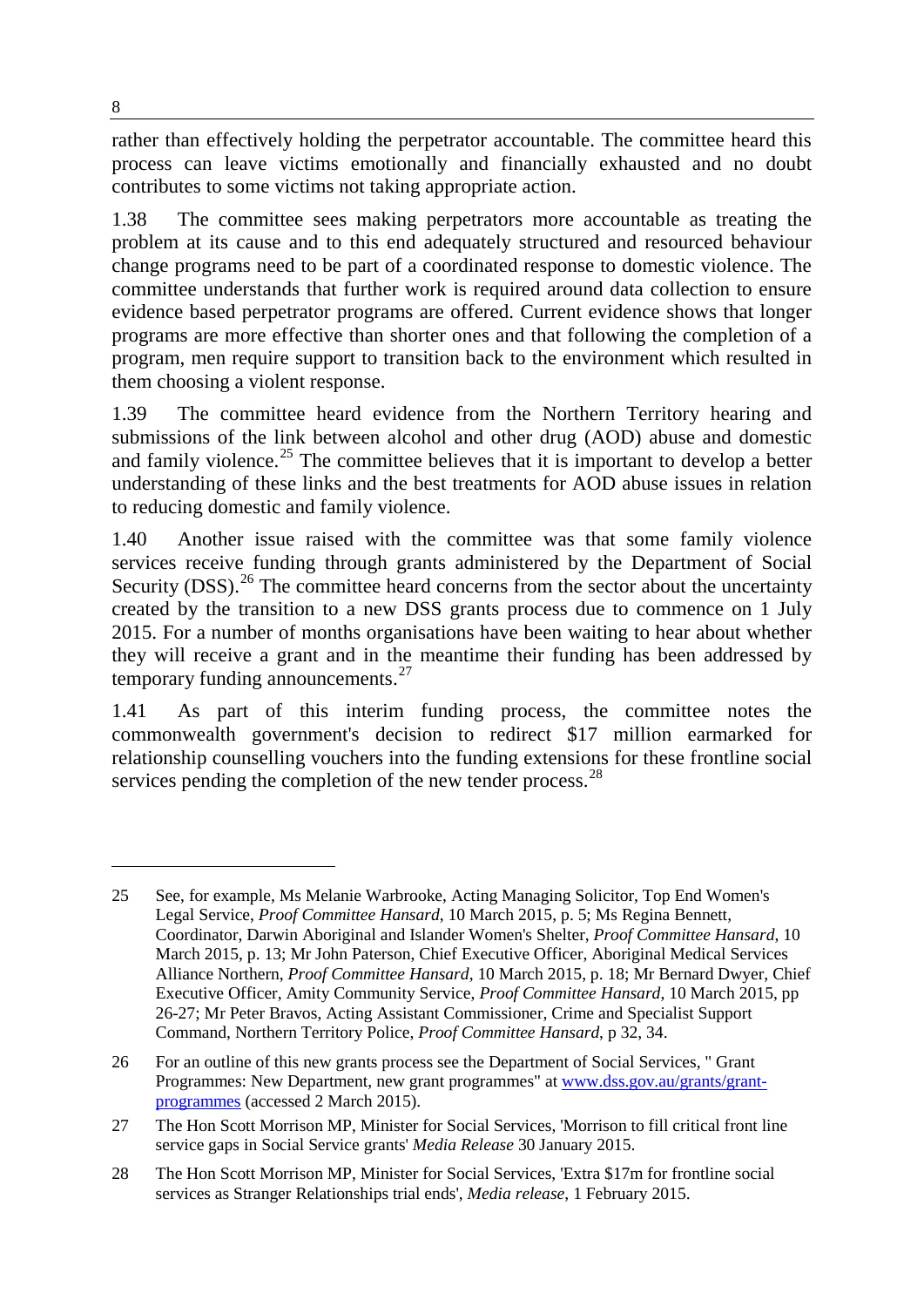rather than effectively holding the perpetrator accountable. The committee heard this process can leave victims emotionally and financially exhausted and no doubt contributes to some victims not taking appropriate action.

1.38 The committee sees making perpetrators more accountable as treating the problem at its cause and to this end adequately structured and resourced behaviour change programs need to be part of a coordinated response to domestic violence. The committee understands that further work is required around data collection to ensure evidence based perpetrator programs are offered. Current evidence shows that longer programs are more effective than shorter ones and that following the completion of a program, men require support to transition back to the environment which resulted in them choosing a violent response.

1.39 The committee heard evidence from the Northern Territory hearing and submissions of the link between alcohol and other drug (AOD) abuse and domestic and family violence.[25] The committee believes that it is important to develop a better understanding of these links and the best treatments for AOD abuse issues in relation to reducing domestic and family violence.

1.40 Another issue raised with the committee was that some family violence services receive funding through grants administered by the Department of Social Security (DSS).[26] The committee heard concerns from the sector about the uncertainty created by the transition to a new DSS grants process due to commence on 1 July 2015. For a number of months organisations have been waiting to hear about whether they will receive a grant and in the meantime their funding has been addressed by temporary funding announcements.[27]

1.41 As part of this interim funding process, the committee notes the commonwealth government's decision to redirect $17 million earmarked for relationship counselling vouchers into the funding extensions for these frontline social services pending the completion of the new tender process.[28]

---

25 See, for example, Ms Melanie Warbrooke, Acting Managing Solicitor, Top End Women's Legal Service, *Proof Committee Hansard*, 10 March 2015, p. 5; Ms Regina Bennett, Coordinator, Darwin Aboriginal and Islander Women's Shelter, *Proof Committee Hansard*, 10 March 2015, p. 13; Mr John Paterson, Chief Executive Officer, Aboriginal Medical Services Alliance Northern, *Proof Committee Hansard*, 10 March 2015, p. 18; Mr Bernard Dwyer, Chief Executive Officer, Amity Community Service, *Proof Committee Hansard*, 10 March 2015, pp 26-27; Mr Peter Bravos, Acting Assistant Commissioner, Crime and Specialist Support Command, Northern Territory Police, *Proof Committee Hansard*, p 32, 34.

26 For an outline of this new grants process see the Department of Social Services, " Grant Programmes: New Department, new grant programmes" at [www.dss.gov.au/grants/grant-programmes](www.dss.gov.au/grants/grant-programmes) (accessed 2 March 2015).

27 The Hon Scott Morrison MP, Minister for Social Services, 'Morrison to fill critical front line service gaps in Social Service grants' *Media Release* 30 January 2015.

28 The Hon Scott Morrison MP, Minister for Social Services, 'Extra $17m for frontline social services as Stranger Relationships trial ends', *Media release*, 1 February 2015.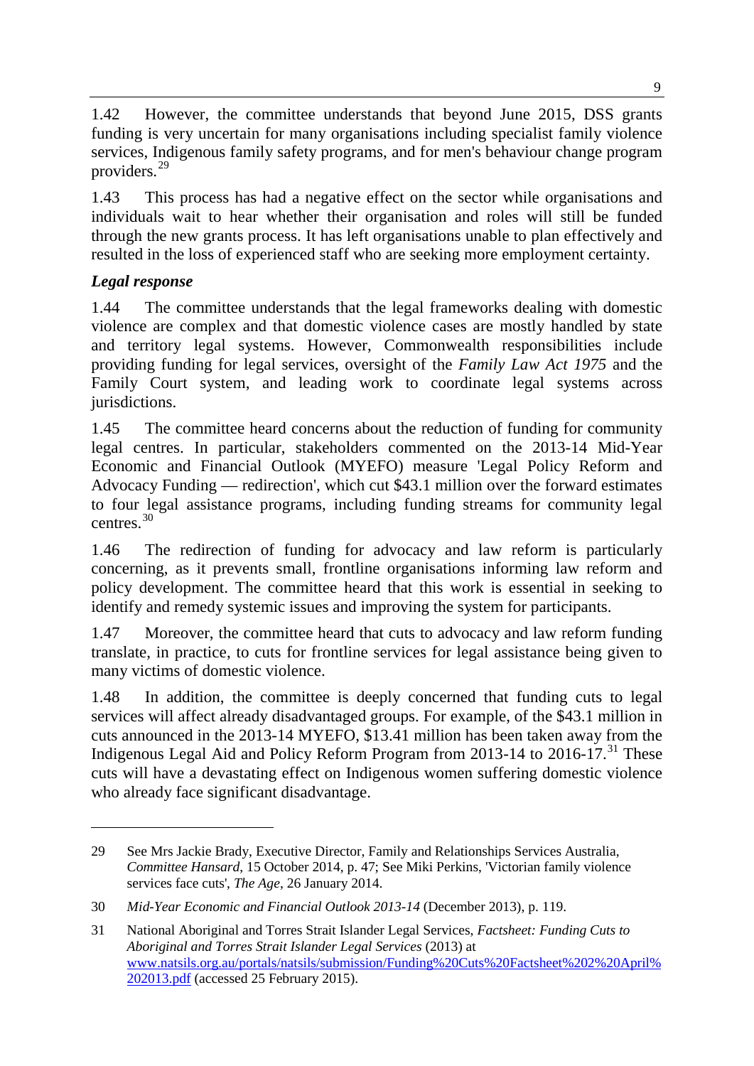1.42 However, the committee understands that beyond June 2015, DSS grants funding is very uncertain for many organisations including specialist family violence services, Indigenous family safety programs, and for men's behaviour change program providers.[29]

1.43 This process has had a negative effect on the sector while organisations and individuals wait to hear whether their organisation and roles will still be funded through the new grants process. It has left organisations unable to plan effectively and resulted in the loss of experienced staff who are seeking more employment certainty.

***Legal response***

1.44 The committee understands that the legal frameworks dealing with domestic violence are complex and that domestic violence cases are mostly handled by state and territory legal systems. However, Commonwealth responsibilities include providing funding for legal services, oversight of the *Family Law Act 1975* and the Family Court system, and leading work to coordinate legal systems across jurisdictions.

1.45 The committee heard concerns about the reduction of funding for community legal centres. In particular, stakeholders commented on the 2013-14 Mid-Year Economic and Financial Outlook (MYEFO) measure 'Legal Policy Reform and Advocacy Funding — redirection', which cut $43.1 million over the forward estimates to four legal assistance programs, including funding streams for community legal centres.[30]

1.46 The redirection of funding for advocacy and law reform is particularly concerning, as it prevents small, frontline organisations informing law reform and policy development. The committee heard that this work is essential in seeking to identify and remedy systemic issues and improving the system for participants.

1.47 Moreover, the committee heard that cuts to advocacy and law reform funding translate, in practice, to cuts for frontline services for legal assistance being given to many victims of domestic violence.

1.48 In addition, the committee is deeply concerned that funding cuts to legal services will affect already disadvantaged groups. For example, of the $43.1 million in cuts announced in the 2013-14 MYEFO, $13.41 million has been taken away from the Indigenous Legal Aid and Policy Reform Program from 2013-14 to 2016-17.[31] These cuts will have a devastating effect on Indigenous women suffering domestic violence who already face significant disadvantage.

---

29 See Mrs Jackie Brady, Executive Director, Family and Relationships Services Australia, *Committee Hansard*, 15 October 2014, p. 47; See Miki Perkins, 'Victorian family violence services face cuts', *The Age*, 26 January 2014.

30 *Mid-Year Economic and Financial Outlook 2013-14* (December 2013), p. 119.

31 National Aboriginal and Torres Strait Islander Legal Services, *Factsheet: Funding Cuts to Aboriginal and Torres Strait Islander Legal Services* (2013) at www.natsils.org.au/portals/natsils/submission/Funding%20Cuts%20Factsheet%202%20April%202013.pdf (accessed 25 February 2015).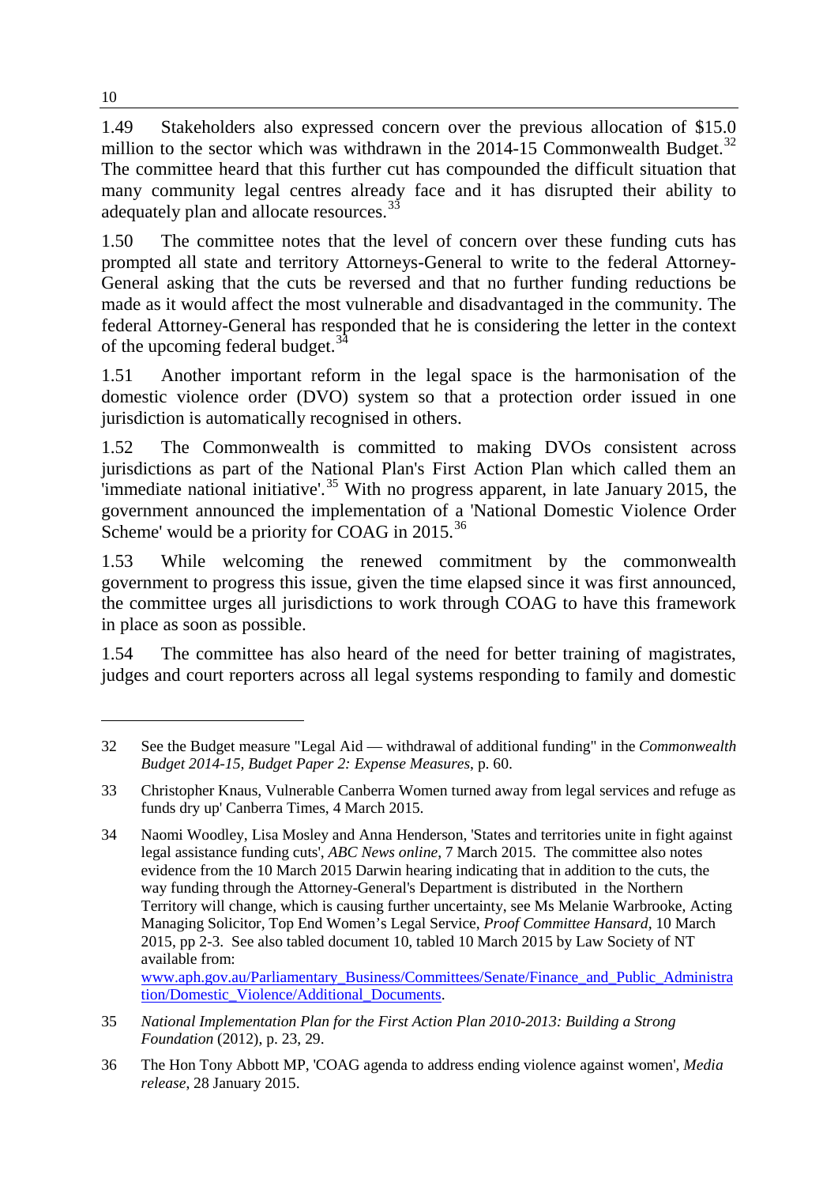1.49 Stakeholders also expressed concern over the previous allocation of $15.0 million to the sector which was withdrawn in the 2014-15 Commonwealth Budget.[32] The committee heard that this further cut has compounded the difficult situation that many community legal centres already face and it has disrupted their ability to adequately plan and allocate resources.[33]

1.50 The committee notes that the level of concern over these funding cuts has prompted all state and territory Attorneys-General to write to the federal Attorney-General asking that the cuts be reversed and that no further funding reductions be made as it would affect the most vulnerable and disadvantaged in the community. The federal Attorney-General has responded that he is considering the letter in the context of the upcoming federal budget.[34]

1.51 Another important reform in the legal space is the harmonisation of the domestic violence order (DVO) system so that a protection order issued in one jurisdiction is automatically recognised in others.

1.52 The Commonwealth is committed to making DVOs consistent across jurisdictions as part of the National Plan's First Action Plan which called them an 'immediate national initiative'.[35] With no progress apparent, in late January 2015, the government announced the implementation of a 'National Domestic Violence Order Scheme' would be a priority for COAG in 2015.[36]

1.53 While welcoming the renewed commitment by the commonwealth government to progress this issue, given the time elapsed since it was first announced, the committee urges all jurisdictions to work through COAG to have this framework in place as soon as possible.

1.54 The committee has also heard of the need for better training of magistrates, judges and court reporters across all legal systems responding to family and domestic

---

32 See the Budget measure "Legal Aid — withdrawal of additional funding" in the *Commonwealth Budget 2014-15, Budget Paper 2: Expense Measures*, p. 60.

33 Christopher Knaus, Vulnerable Canberra Women turned away from legal services and refuge as funds dry up' Canberra Times, 4 March 2015.

34 Naomi Woodley, Lisa Mosley and Anna Henderson, 'States and territories unite in fight against legal assistance funding cuts', *ABC News online*, 7 March 2015. The committee also notes evidence from the 10 March 2015 Darwin hearing indicating that in addition to the cuts, the way funding through the Attorney-General's Department is distributed in the Northern Territory will change, which is causing further uncertainty, see Ms Melanie Warbrooke, Acting Managing Solicitor, Top End Women's Legal Service, *Proof Committee Hansard*, 10 March 2015, pp 2-3. See also tabled document 10, tabled 10 March 2015 by Law Society of NT available from: www.aph.gov.au/Parliamentary_Business/Committees/Senate/Finance_and_Public_Administration/Domestic_Violence/Additional_Documents.

35 *National Implementation Plan for the First Action Plan 2010-2013: Building a Strong Foundation* (2012), p. 23, 29.

36 The Hon Tony Abbott MP, 'COAG agenda to address ending violence against women', *Media release*, 28 January 2015.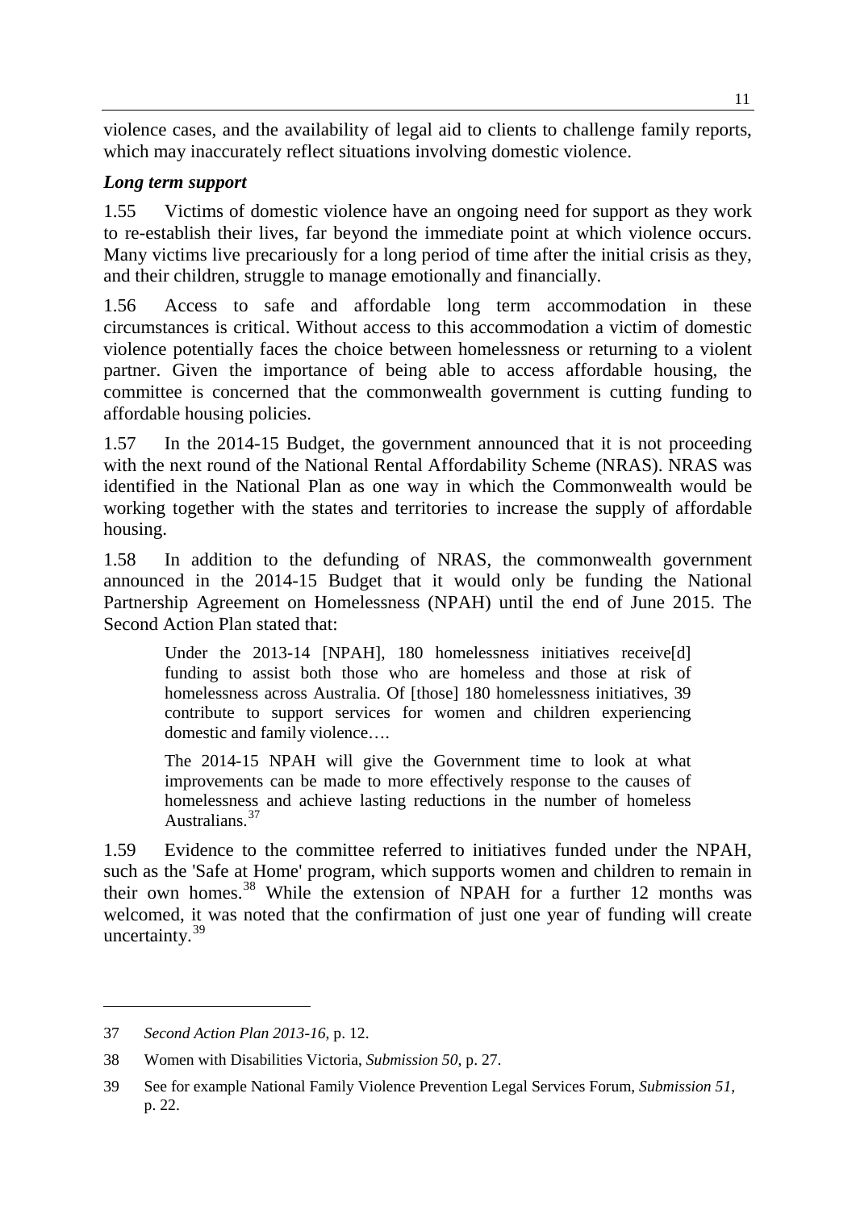violence cases, and the availability of legal aid to clients to challenge family reports, which may inaccurately reflect situations involving domestic violence.

### *Long term support*

1.55 Victims of domestic violence have an ongoing need for support as they work to re-establish their lives, far beyond the immediate point at which violence occurs. Many victims live precariously for a long period of time after the initial crisis as they, and their children, struggle to manage emotionally and financially.

1.56 Access to safe and affordable long term accommodation in these circumstances is critical. Without access to this accommodation a victim of domestic violence potentially faces the choice between homelessness or returning to a violent partner. Given the importance of being able to access affordable housing, the committee is concerned that the commonwealth government is cutting funding to affordable housing policies.

1.57 In the 2014-15 Budget, the government announced that it is not proceeding with the next round of the National Rental Affordability Scheme (NRAS). NRAS was identified in the National Plan as one way in which the Commonwealth would be working together with the states and territories to increase the supply of affordable housing.

1.58 In addition to the defunding of NRAS, the commonwealth government announced in the 2014-15 Budget that it would only be funding the National Partnership Agreement on Homelessness (NPAH) until the end of June 2015. The Second Action Plan stated that:

> Under the 2013-14 [NPAH], 180 homelessness initiatives receive[d] funding to assist both those who are homeless and those at risk of homelessness across Australia. Of [those] 180 homelessness initiatives, 39 contribute to support services for women and children experiencing domestic and family violence….
>
> The 2014-15 NPAH will give the Government time to look at what improvements can be made to more effectively response to the causes of homelessness and achieve lasting reductions in the number of homeless Australians.[37]

1.59 Evidence to the committee referred to initiatives funded under the NPAH, such as the 'Safe at Home' program, which supports women and children to remain in their own homes.[38] While the extension of NPAH for a further 12 months was welcomed, it was noted that the confirmation of just one year of funding will create uncertainty.[39]

---

37 *Second Action Plan 2013-16*, p. 12.

38 Women with Disabilities Victoria, *Submission 50*, p. 27.

39 See for example National Family Violence Prevention Legal Services Forum, *Submission 51*, p. 22.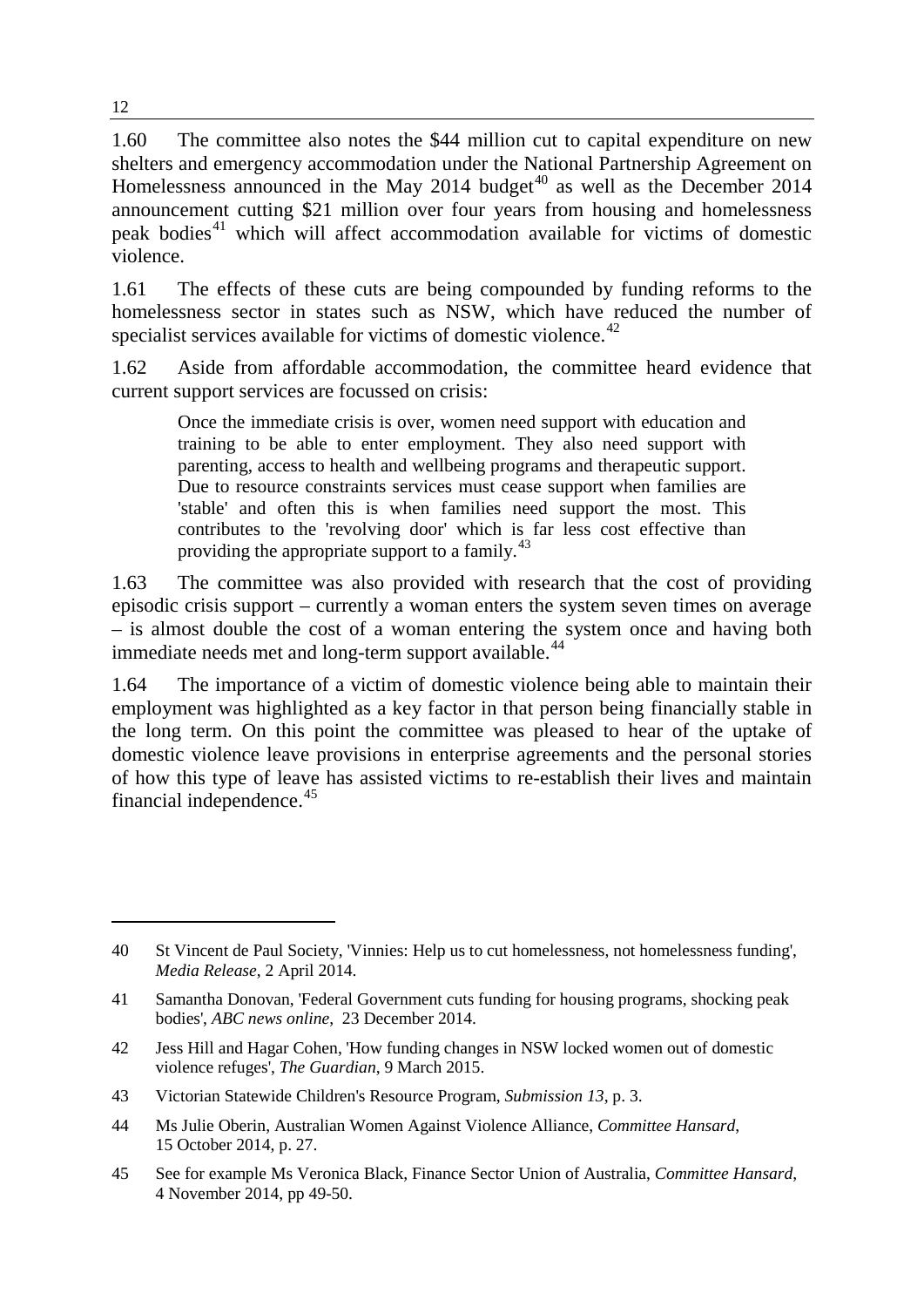1.60 The committee also notes the \$44 million cut to capital expenditure on new shelters and emergency accommodation under the National Partnership Agreement on Homelessness announced in the May 2014 budget[40] as well as the December 2014 announcement cutting \$21 million over four years from housing and homelessness peak bodies[41] which will affect accommodation available for victims of domestic violence.

1.61 The effects of these cuts are being compounded by funding reforms to the homelessness sector in states such as NSW, which have reduced the number of specialist services available for victims of domestic violence.[42]

1.62 Aside from affordable accommodation, the committee heard evidence that current support services are focussed on crisis:

> Once the immediate crisis is over, women need support with education and training to be able to enter employment. They also need support with parenting, access to health and wellbeing programs and therapeutic support. Due to resource constraints services must cease support when families are 'stable' and often this is when families need support the most. This contributes to the 'revolving door' which is far less cost effective than providing the appropriate support to a family.[43]

1.63 The committee was also provided with research that the cost of providing episodic crisis support – currently a woman enters the system seven times on average – is almost double the cost of a woman entering the system once and having both immediate needs met and long-term support available.[44]

1.64 The importance of a victim of domestic violence being able to maintain their employment was highlighted as a key factor in that person being financially stable in the long term. On this point the committee was pleased to hear of the uptake of domestic violence leave provisions in enterprise agreements and the personal stories of how this type of leave has assisted victims to re-establish their lives and maintain financial independence.[45]

---

40 St Vincent de Paul Society, 'Vinnies: Help us to cut homelessness, not homelessness funding', *Media Release*, 2 April 2014.

41 Samantha Donovan, 'Federal Government cuts funding for housing programs, shocking peak bodies', *ABC news online*, 23 December 2014.

42 Jess Hill and Hagar Cohen, 'How funding changes in NSW locked women out of domestic violence refuges', *The Guardian*, 9 March 2015.

43 Victorian Statewide Children's Resource Program, *Submission 13*, p. 3.

44 Ms Julie Oberin, Australian Women Against Violence Alliance, *Committee Hansard*, 15 October 2014, p. 27.

45 See for example Ms Veronica Black, Finance Sector Union of Australia, *Committee Hansard*, 4 November 2014, pp 49-50.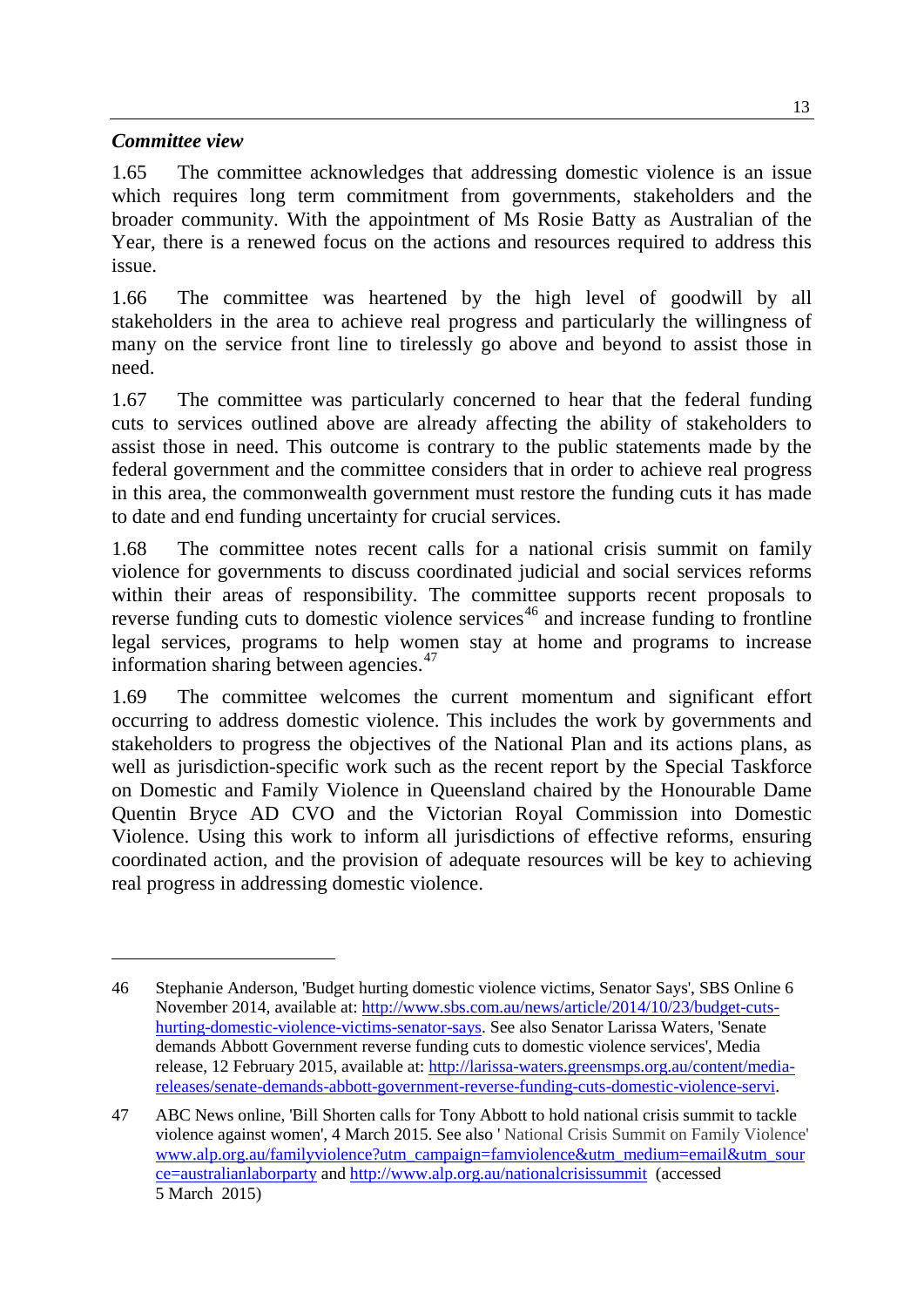### *Committee view*

1.65 The committee acknowledges that addressing domestic violence is an issue which requires long term commitment from governments, stakeholders and the broader community. With the appointment of Ms Rosie Batty as Australian of the Year, there is a renewed focus on the actions and resources required to address this issue.

1.66 The committee was heartened by the high level of goodwill by all stakeholders in the area to achieve real progress and particularly the willingness of many on the service front line to tirelessly go above and beyond to assist those in need.

1.67 The committee was particularly concerned to hear that the federal funding cuts to services outlined above are already affecting the ability of stakeholders to assist those in need. This outcome is contrary to the public statements made by the federal government and the committee considers that in order to achieve real progress in this area, the commonwealth government must restore the funding cuts it has made to date and end funding uncertainty for crucial services.

1.68 The committee notes recent calls for a national crisis summit on family violence for governments to discuss coordinated judicial and social services reforms within their areas of responsibility. The committee supports recent proposals to reverse funding cuts to domestic violence services[46] and increase funding to frontline legal services, programs to help women stay at home and programs to increase information sharing between agencies.[47]

1.69 The committee welcomes the current momentum and significant effort occurring to address domestic violence. This includes the work by governments and stakeholders to progress the objectives of the National Plan and its actions plans, as well as jurisdiction-specific work such as the recent report by the Special Taskforce on Domestic and Family Violence in Queensland chaired by the Honourable Dame Quentin Bryce AD CVO and the Victorian Royal Commission into Domestic Violence. Using this work to inform all jurisdictions of effective reforms, ensuring coordinated action, and the provision of adequate resources will be key to achieving real progress in addressing domestic violence.

---

46 Stephanie Anderson, 'Budget hurting domestic violence victims, Senator Says', SBS Online 6 November 2014, available at: http://www.sbs.com.au/news/article/2014/10/23/budget-cuts-hurting-domestic-violence-victims-senator-says. See also Senator Larissa Waters, 'Senate demands Abbott Government reverse funding cuts to domestic violence services', Media release, 12 February 2015, available at: http://larissa-waters.greensmps.org.au/content/media-releases/senate-demands-abbott-government-reverse-funding-cuts-domestic-violence-servi.

47 ABC News online, 'Bill Shorten calls for Tony Abbott to hold national crisis summit to tackle violence against women', 4 March 2015. See also ' National Crisis Summit on Family Violence' www.alp.org.au/familyviolence?utm_campaign=famviolence&utm_medium=email&utm_source=australianlaborparty and http://www.alp.org.au/nationalcrisissummit (accessed 5 March 2015)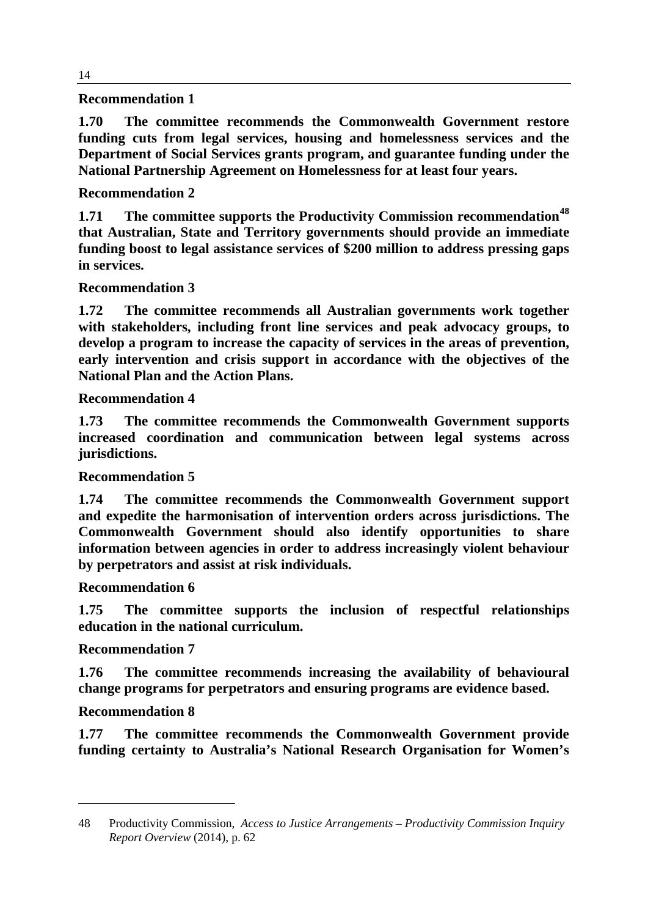**Recommendation 1**

**1.70 The committee recommends the Commonwealth Government restore funding cuts from legal services, housing and homelessness services and the Department of Social Services grants program, and guarantee funding under the National Partnership Agreement on Homelessness for at least four years.**

**Recommendation 2**

**1.71 The committee supports the Productivity Commission recommendation[48] that Australian, State and Territory governments should provide an immediate funding boost to legal assistance services of $200 million to address pressing gaps in services.**

**Recommendation 3**

**1.72 The committee recommends all Australian governments work together with stakeholders, including front line services and peak advocacy groups, to develop a program to increase the capacity of services in the areas of prevention, early intervention and crisis support in accordance with the objectives of the National Plan and the Action Plans.**

**Recommendation 4**

**1.73 The committee recommends the Commonwealth Government supports increased coordination and communication between legal systems across jurisdictions.**

**Recommendation 5**

**1.74 The committee recommends the Commonwealth Government support and expedite the harmonisation of intervention orders across jurisdictions. The Commonwealth Government should also identify opportunities to share information between agencies in order to address increasingly violent behaviour by perpetrators and assist at risk individuals.**

**Recommendation 6**

**1.75 The committee supports the inclusion of respectful relationships education in the national curriculum.**

**Recommendation 7**

**1.76 The committee recommends increasing the availability of behavioural change programs for perpetrators and ensuring programs are evidence based.**

**Recommendation 8**

**1.77 The committee recommends the Commonwealth Government provide funding certainty to Australia's National Research Organisation for Women's**

---

48 Productivity Commission, *Access to Justice Arrangements – Productivity Commission Inquiry Report Overview* (2014), p. 62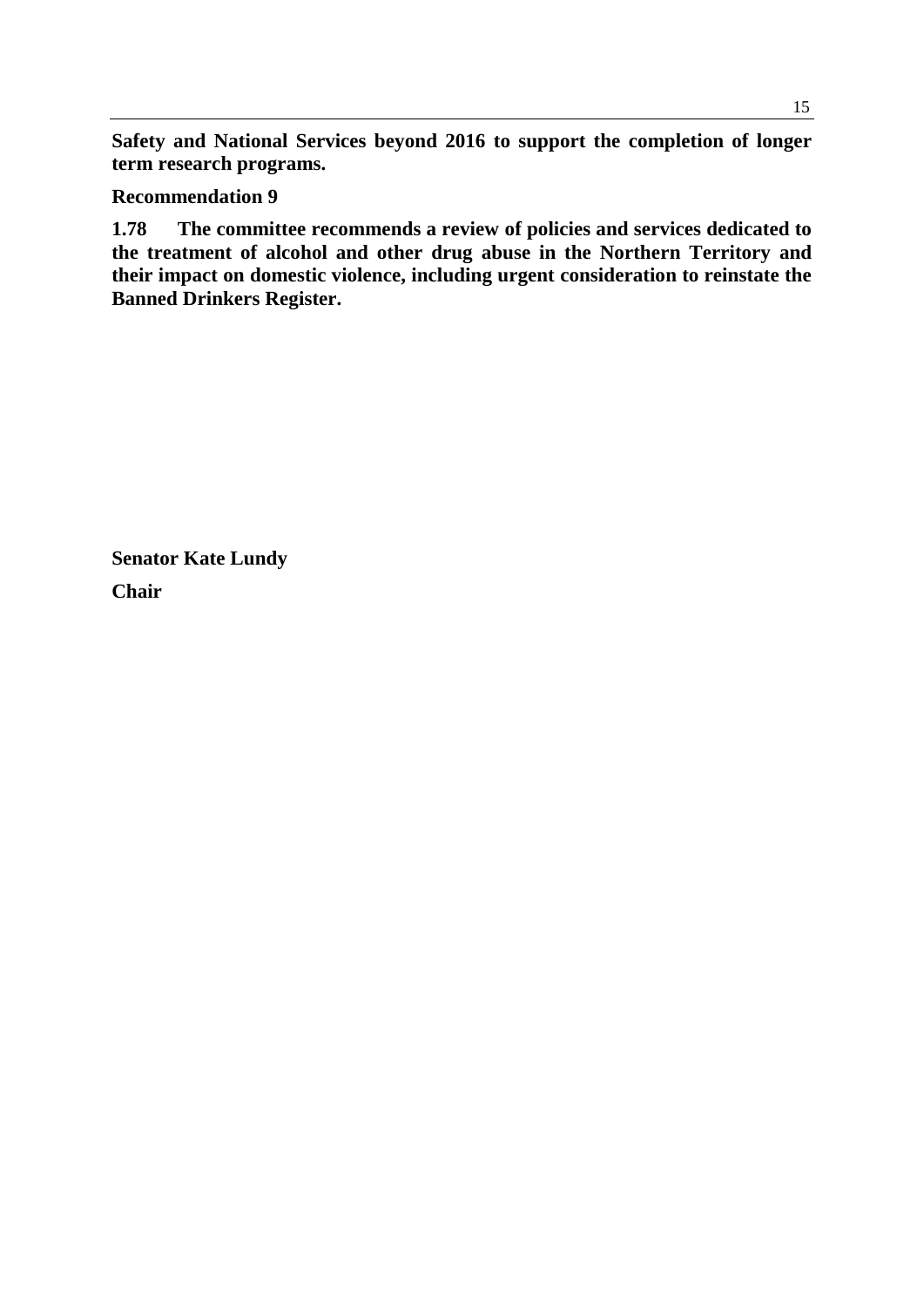**Safety and National Services beyond 2016 to support the completion of longer term research programs.**

**Recommendation 9**

**1.78 The committee recommends a review of policies and services dedicated to the treatment of alcohol and other drug abuse in the Northern Territory and their impact on domestic violence, including urgent consideration to reinstate the Banned Drinkers Register.**

**Senator Kate Lundy**

**Chair**